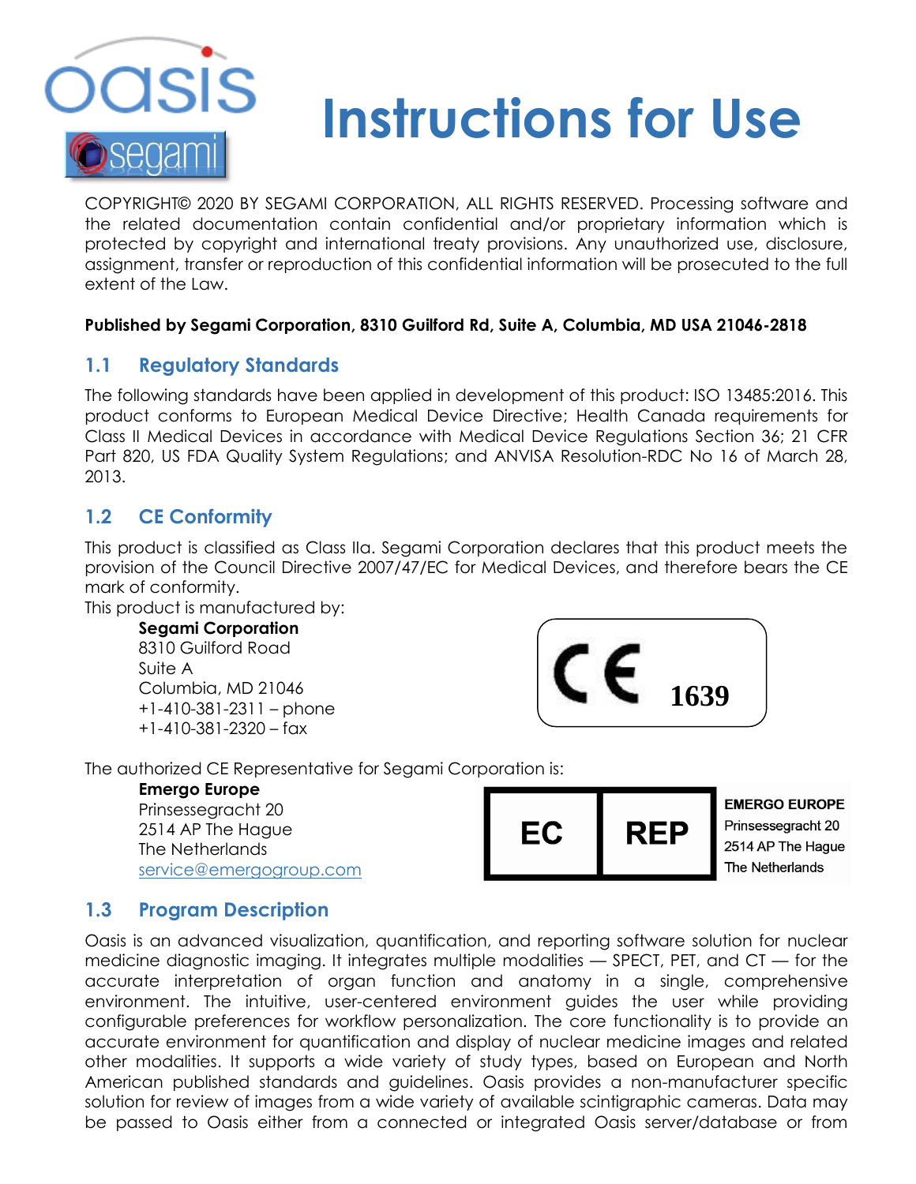# Instructions for Use

COPYRIGHT© 2020 BY SEGAMI CORPORATION, ALL RIGHTS RESERVED. Processing software and the related documentation contain confidential and/or proprietary information which is protected by copyright and international treaty provisions. Any unauthorized use, disclosure, assignment, transfer or reproduction of this confidential information will be prosecuted to the full extent of the Law.

**Published by Segami Corporation, 8310 Guilford Rd, Suite A, Columbia, MD USA 21046-2818**

## 1.1 Regulatory Standards

The following standards have been applied in development of this product: ISO 13485:2016. This product conforms to European Medical Device Directive; Health Canada requirements for Class II Medical Devices in accordance with Medical Device Regulations Section 36; 21 CFR Part 820, US FDA Quality System Regulations; and ANVISA Resolution-RDC No 16 of March 28, 2013.

## 1.2 CE Conformity

This product is classified as Class IIa. Segami Corporation declares that this product meets the provision of the Council Directive 2007/47/EC for Medical Devices, and therefore bears the CE mark of conformity.

This product is manufactured by:

**Segami Corporation**
8310 Guilford Road
Suite A
Columbia, MD 21046
+1-410-381-2311 – phone
+1-410-381-2320 – fax

CE 1639

The authorized CE Representative for Segami Corporation is:

**Emergo Europe**
Prinsessegracht 20
2514 AP The Hague
The Netherlands
service@emergogroup.com

EC REP

**EMERGO EUROPE**
Prinsessegracht 20
2514 AP The Hague
The Netherlands

## 1.3 Program Description

Oasis is an advanced visualization, quantification, and reporting software solution for nuclear medicine diagnostic imaging. It integrates multiple modalities — SPECT, PET, and CT — for the accurate interpretation of organ function and anatomy in a single, comprehensive environment. The intuitive, user-centered environment guides the user while providing configurable preferences for workflow personalization. The core functionality is to provide an accurate environment for quantification and display of nuclear medicine images and related other modalities. It supports a wide variety of study types, based on European and North American published standards and guidelines. Oasis provides a non-manufacturer specific solution for review of images from a wide variety of available scintigraphic cameras. Data may be passed to Oasis either from a connected or integrated Oasis server/database or from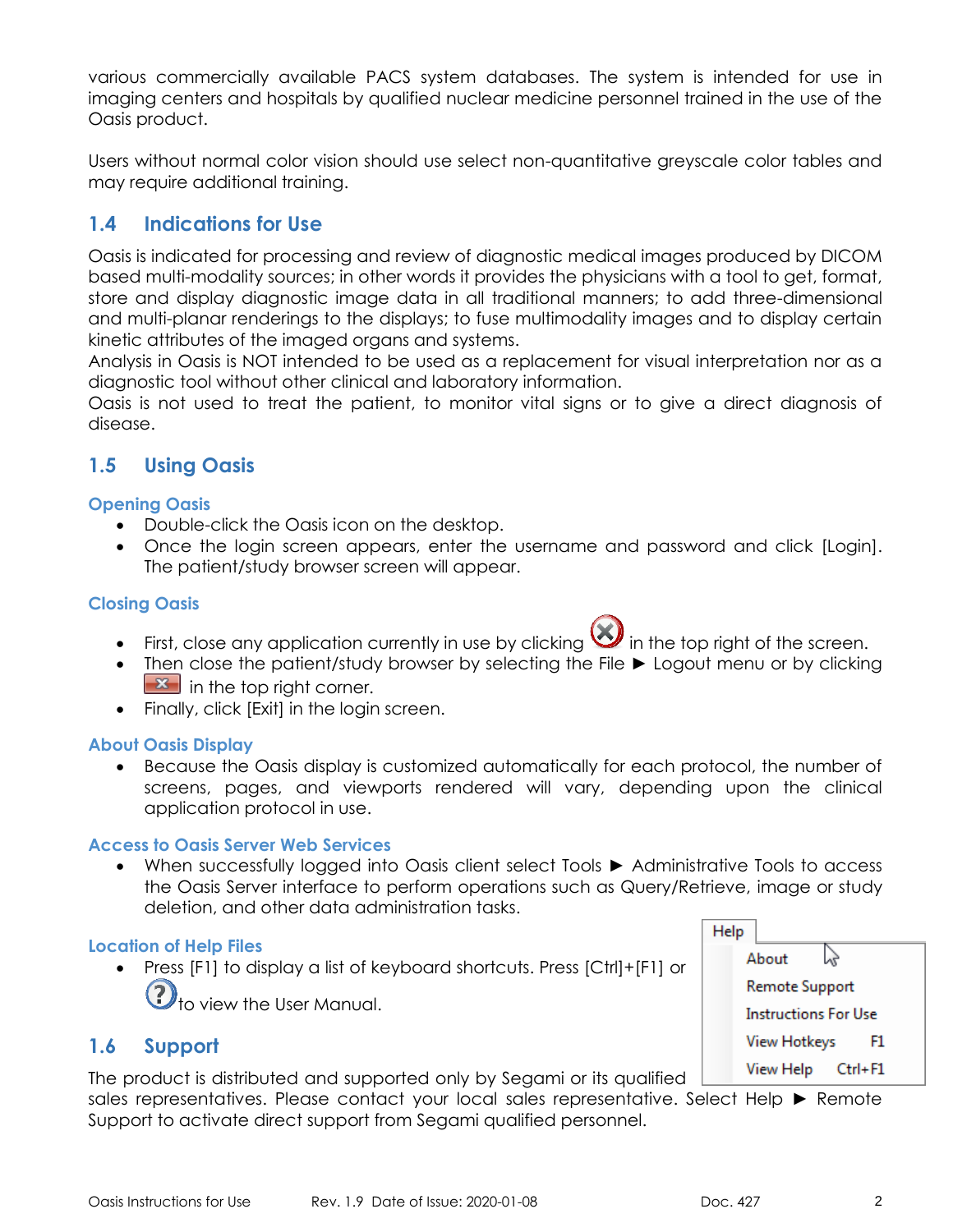various commercially available PACS system databases. The system is intended for use in imaging centers and hospitals by qualified nuclear medicine personnel trained in the use of the Oasis product.

Users without normal color vision should use select non-quantitative greyscale color tables and may require additional training.

## 1.4 Indications for Use

Oasis is indicated for processing and review of diagnostic medical images produced by DICOM based multi-modality sources; in other words it provides the physicians with a tool to get, format, store and display diagnostic image data in all traditional manners; to add three-dimensional and multi-planar renderings to the displays; to fuse multimodality images and to display certain kinetic attributes of the imaged organs and systems.
Analysis in Oasis is NOT intended to be used as a replacement for visual interpretation nor as a diagnostic tool without other clinical and laboratory information.
Oasis is not used to treat the patient, to monitor vital signs or to give a direct diagnosis of disease.

## 1.5 Using Oasis

### Opening Oasis

- Double-click the Oasis icon on the desktop.
- Once the login screen appears, enter the username and password and click [Login]. The patient/study browser screen will appear.

### Closing Oasis

- First, close any application currently in use by clicking in the top right of the screen.
- Then close the patient/study browser by selecting the File ► Logout menu or by clicking in the top right corner.
- Finally, click [Exit] in the login screen.

### About Oasis Display

- Because the Oasis display is customized automatically for each protocol, the number of screens, pages, and viewports rendered will vary, depending upon the clinical application protocol in use.

### Access to Oasis Server Web Services

- When successfully logged into Oasis client select Tools ► Administrative Tools to access the Oasis Server interface to perform operations such as Query/Retrieve, image or study deletion, and other data administration tasks.

### Location of Help Files

- Press [F1] to display a list of keyboard shortcuts. Press [Ctrl]+[F1] or to view the User Manual.

Help
About
Remote Support
Instructions For Use
View Hotkeys F1
View Help Ctrl+F1

## 1.6 Support

The product is distributed and supported only by Segami or its qualified sales representatives. Please contact your local sales representative. Select Help ► Remote Support to activate direct support from Segami qualified personnel.